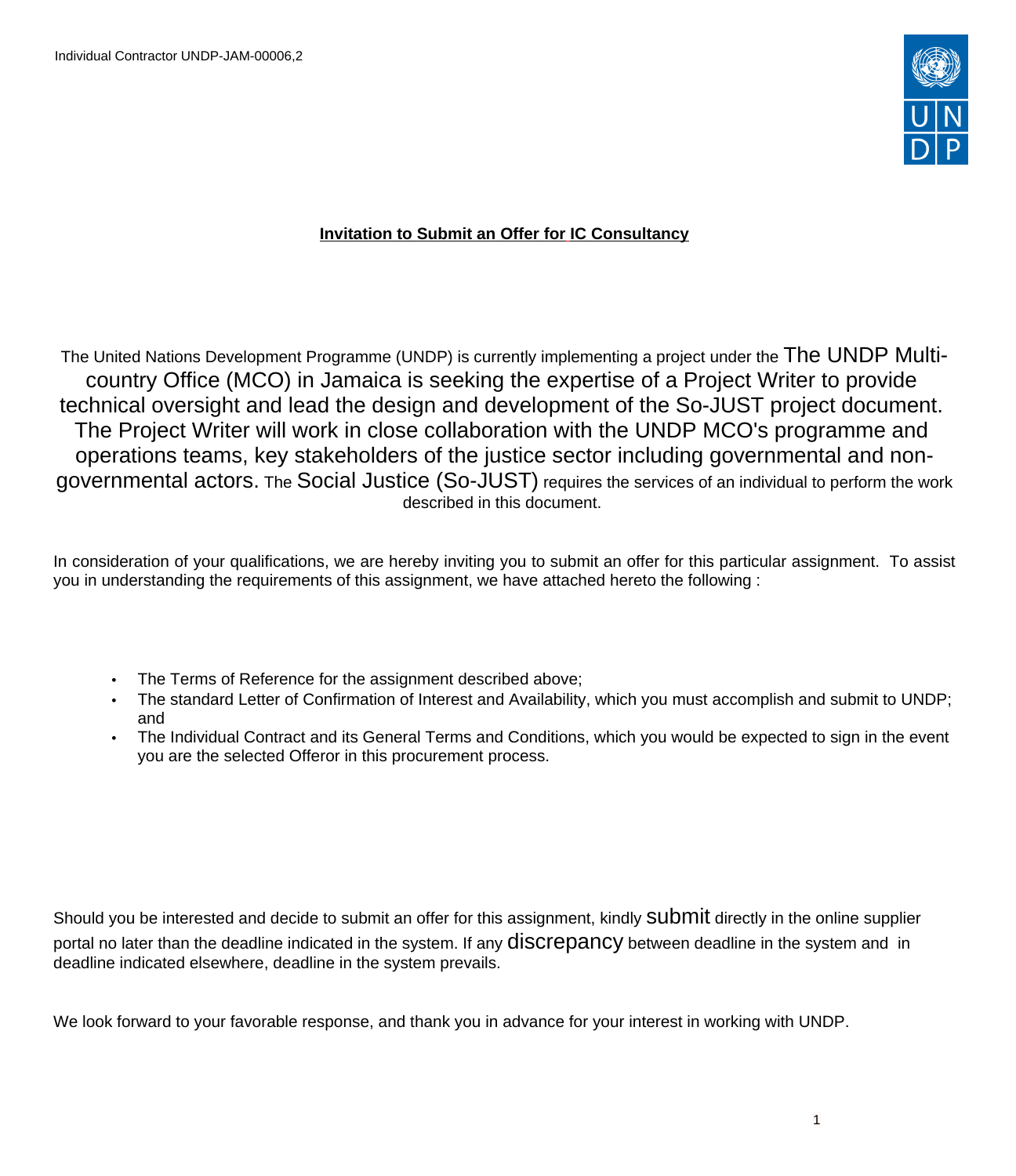Individual Contractor UNDP-JAM-00006,2

**Invitation to Submit an Offer for IC Consultancy**

The United Nations Development Programme (UNDP) is currently implementing a project under the The UNDP Multi-country Office (MCO) in Jamaica is seeking the expertise of a Project Writer to provide technical oversight and lead the design and development of the So-JUST project document. The Project Writer will work in close collaboration with the UNDP MCO's programme and operations teams, key stakeholders of the justice sector including governmental and non-governmental actors. The Social Justice (So-JUST) requires the services of an individual to perform the work described in this document.

In consideration of your qualifications, we are hereby inviting you to submit an offer for this particular assignment. To assist you in understanding the requirements of this assignment, we have attached hereto the following :

- The Terms of Reference for the assignment described above;
- The standard Letter of Confirmation of Interest and Availability, which you must accomplish and submit to UNDP; and
- The Individual Contract and its General Terms and Conditions, which you would be expected to sign in the event you are the selected Offeror in this procurement process.

Should you be interested and decide to submit an offer for this assignment, kindly submit directly in the online supplier portal no later than the deadline indicated in the system. If any discrepancy between deadline in the system and in deadline indicated elsewhere, deadline in the system prevails.

We look forward to your favorable response, and thank you in advance for your interest in working with UNDP.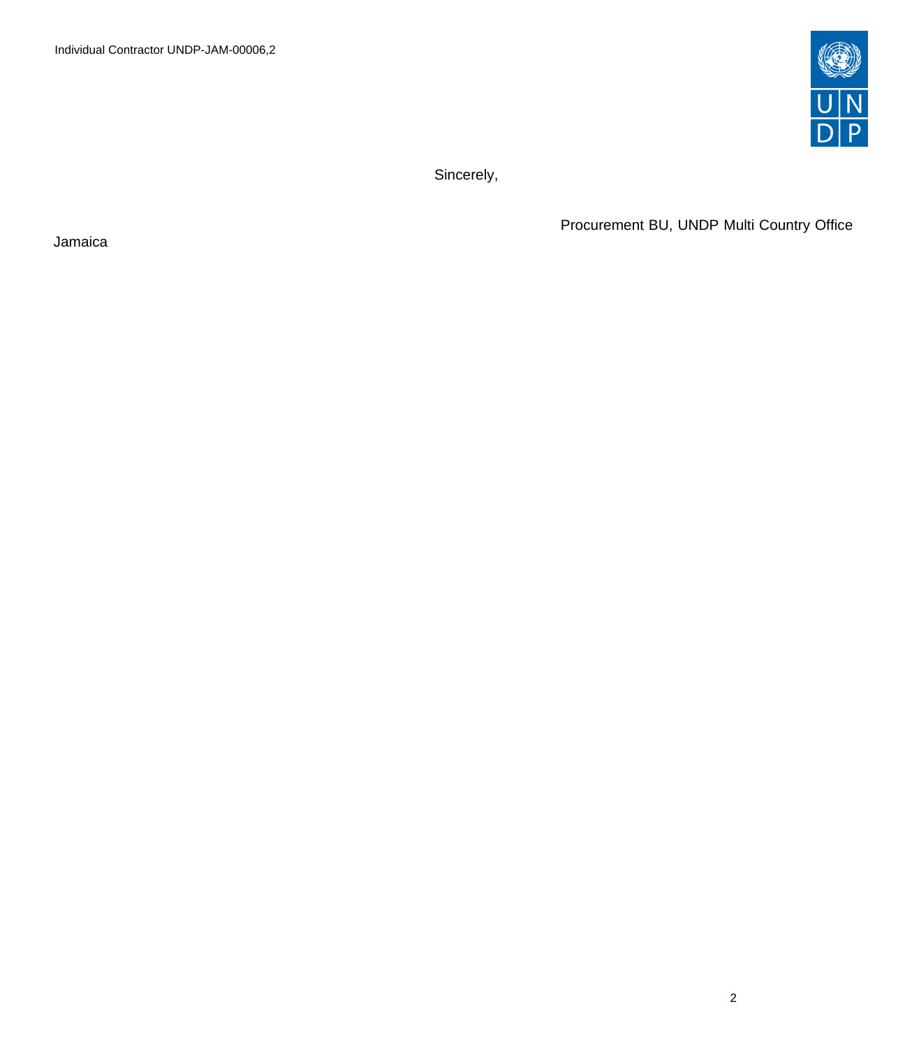Sincerely,

Procurement BU, UNDP Multi Country Office

Jamaica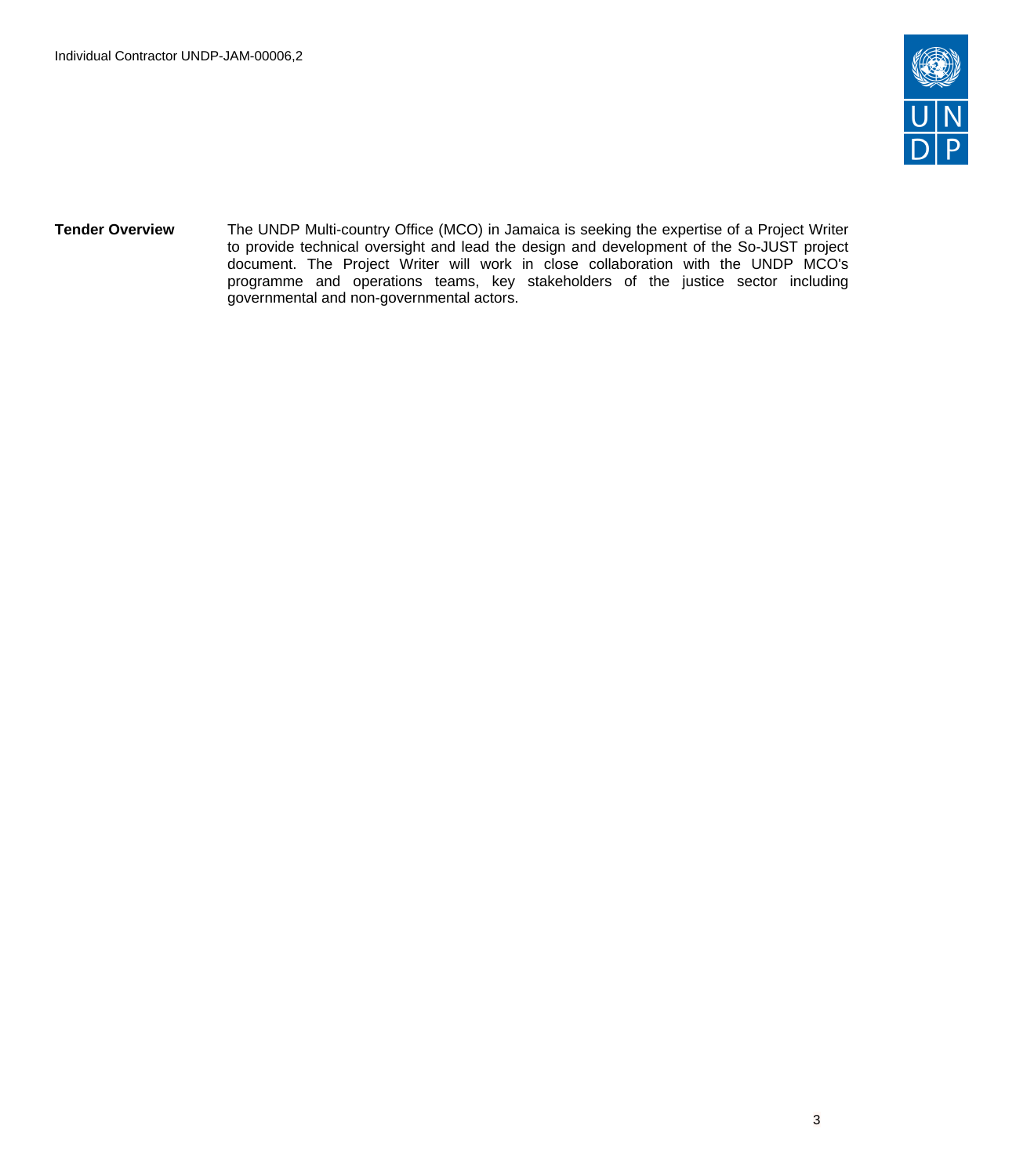**Tender Overview**

The UNDP Multi-country Office (MCO) in Jamaica is seeking the expertise of a Project Writer to provide technical oversight and lead the design and development of the So-JUST project document. The Project Writer will work in close collaboration with the UNDP MCO's programme and operations teams, key stakeholders of the justice sector including governmental and non-governmental actors.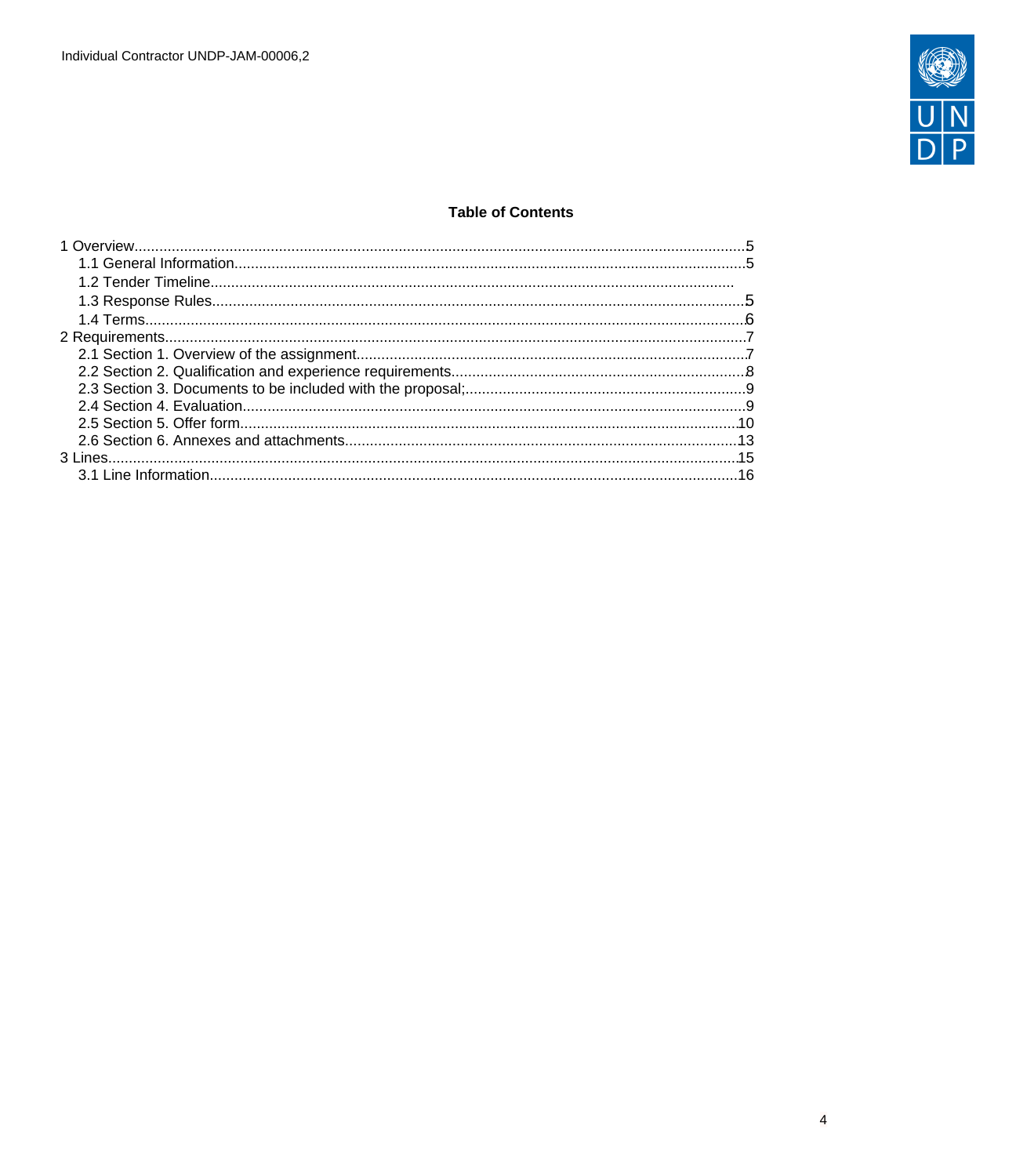**Table of Contents**

1 Overview.....................................................................................................................................5
  1.1 General Information..............................................................................................................5
  1.2 Tender Timeline.................................................................................................................
  1.3 Response Rules...................................................................................................................5
  1.4 Terms....................................................................................................................................6
2 Requirements..............................................................................................................................7
  2.1 Section 1. Overview of the assignment.................................................................................7
  2.2 Section 2. Qualification and experience requirements..........................................................8
  2.3 Section 3. Documents to be included with the proposal;.......................................................9
  2.4 Section 4. Evaluation............................................................................................................9
  2.5 Section 5. Offer form...........................................................................................................10
  2.6 Section 6. Annexes and attachments..................................................................................13
3 Lines...........................................................................................................................................15
  3.1 Line Information..................................................................................................................16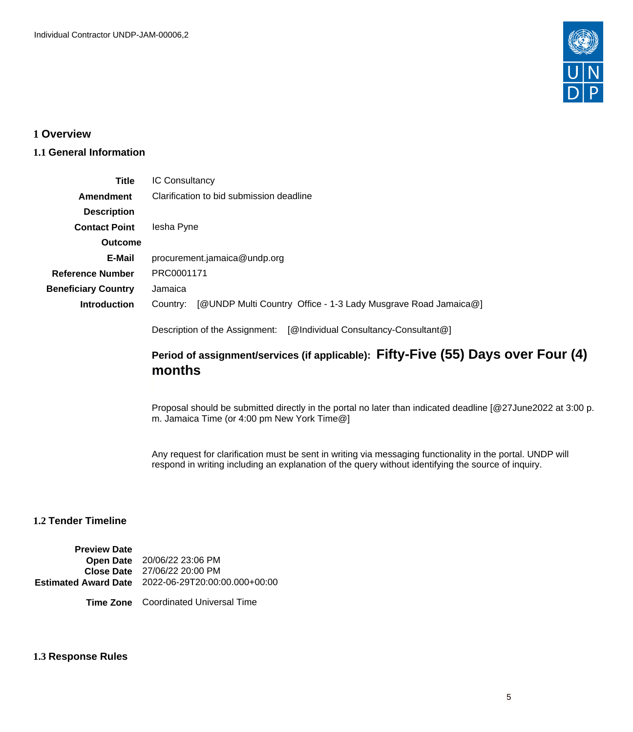# 1 Overview

## 1.1 General Information

| | |
|---|---|
| **Title** | IC Consultancy |
| **Amendment Description** | Clarification to bid submission deadline |
| **Contact Point** | Iesha Pyne |
| **Outcome** | |
| **E-Mail** | procurement.jamaica@undp.org |
| **Reference Number** | PRC0001171 |
| **Beneficiary Country** | Jamaica |
| **Introduction** | Country: [@UNDP Multi Country Office - 1-3 Lady Musgrave Road Jamaica@] |

Description of the Assignment: [@Individual Consultancy-Consultant@]

**Period of assignment/services (if applicable): Fifty-Five (55) Days over Four (4) months**

Proposal should be submitted directly in the portal no later than indicated deadline [@27June2022 at 3:00 p.m. Jamaica Time (or 4:00 pm New York Time@]

Any request for clarification must be sent in writing via messaging functionality in the portal. UNDP will respond in writing including an explanation of the query without identifying the source of inquiry.

## 1.2 Tender Timeline

| | |
|---|---|
| **Preview Date** | |
| **Open Date** | 20/06/22 23:06 PM |
| **Close Date** | 27/06/22 20:00 PM |
| **Estimated Award Date** | 2022-06-29T20:00:00.000+00:00 |
| **Time Zone** | Coordinated Universal Time |

## 1.3 Response Rules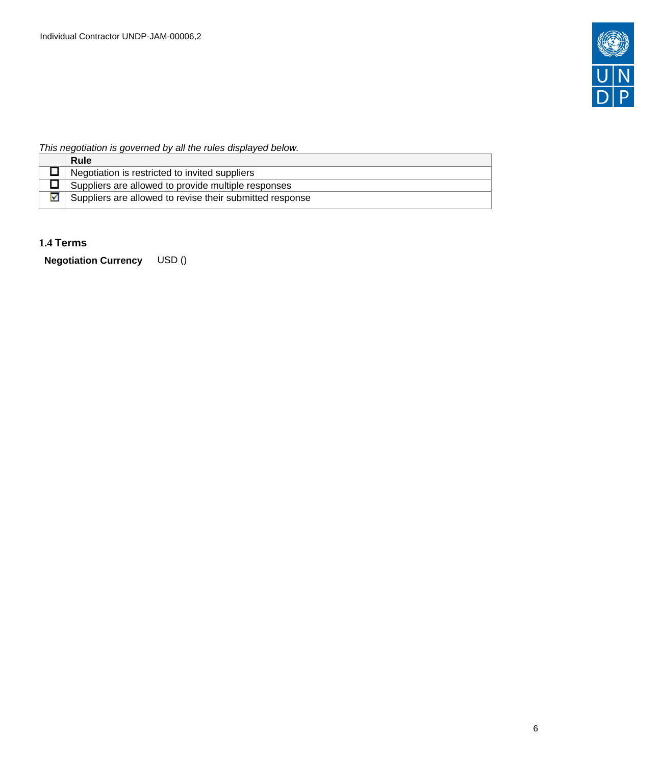*This negotiation is governed by all the rules displayed below.*

| | Rule |
|---|---|
| ☐ | Negotiation is restricted to invited suppliers |
| ☐ | Suppliers are allowed to provide multiple responses |
| ☑ | Suppliers are allowed to revise their submitted response |

### 1.4 Terms

**Negotiation Currency** USD ()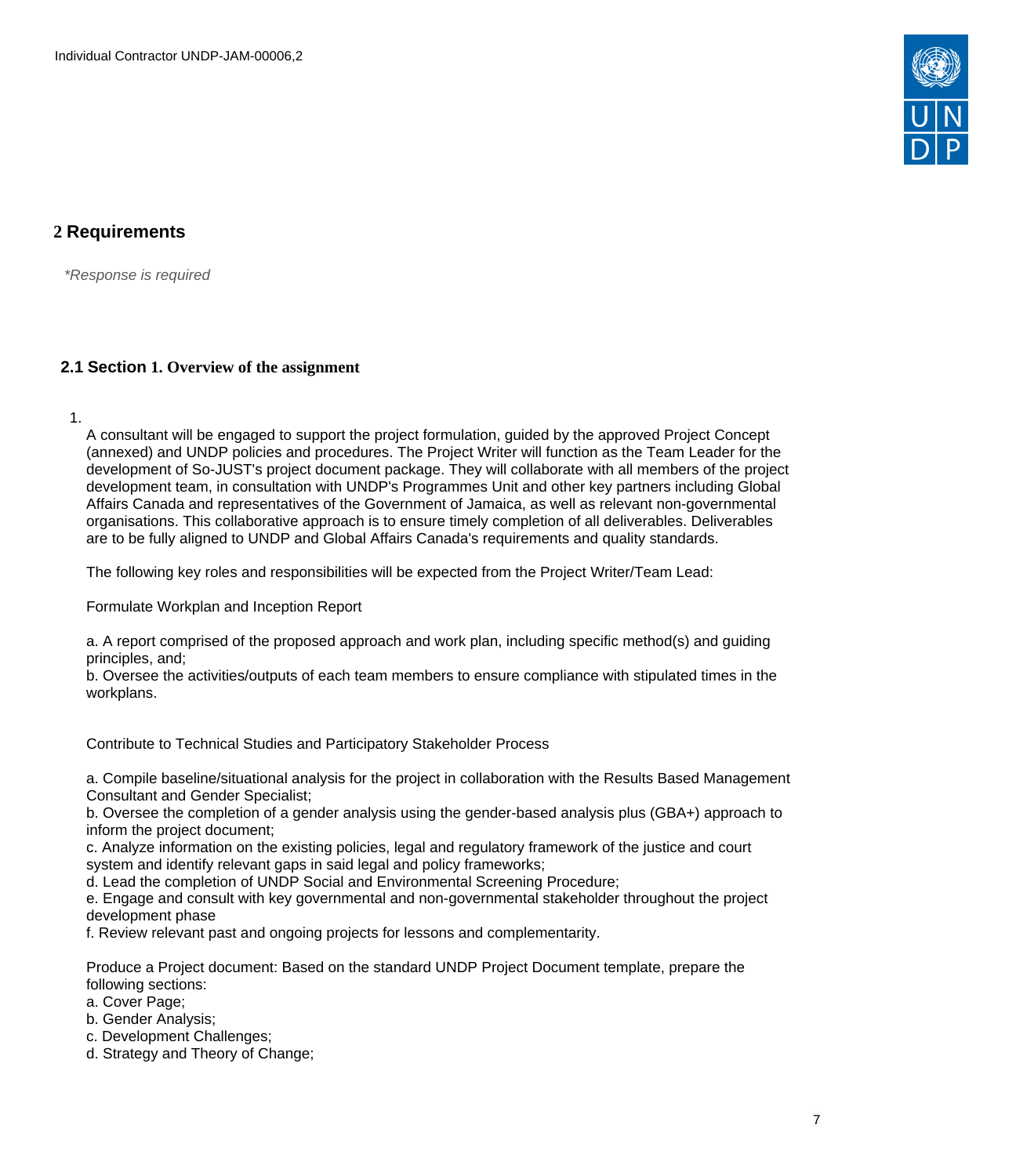# 2 Requirements

*\*Response is required*

## 2.1 Section 1. Overview of the assignment

1.

A consultant will be engaged to support the project formulation, guided by the approved Project Concept (annexed) and UNDP policies and procedures. The Project Writer will function as the Team Leader for the development of So-JUST's project document package. They will collaborate with all members of the project development team, in consultation with UNDP's Programmes Unit and other key partners including Global Affairs Canada and representatives of the Government of Jamaica, as well as relevant non-governmental organisations. This collaborative approach is to ensure timely completion of all deliverables. Deliverables are to be fully aligned to UNDP and Global Affairs Canada's requirements and quality standards.

The following key roles and responsibilities will be expected from the Project Writer/Team Lead:

Formulate Workplan and Inception Report

a. A report comprised of the proposed approach and work plan, including specific method(s) and guiding principles, and;
b. Oversee the activities/outputs of each team members to ensure compliance with stipulated times in the workplans.

Contribute to Technical Studies and Participatory Stakeholder Process

a. Compile baseline/situational analysis for the project in collaboration with the Results Based Management Consultant and Gender Specialist;
b. Oversee the completion of a gender analysis using the gender-based analysis plus (GBA+) approach to inform the project document;
c. Analyze information on the existing policies, legal and regulatory framework of the justice and court system and identify relevant gaps in said legal and policy frameworks;
d. Lead the completion of UNDP Social and Environmental Screening Procedure;
e. Engage and consult with key governmental and non-governmental stakeholder throughout the project development phase
f. Review relevant past and ongoing projects for lessons and complementarity.

Produce a Project document: Based on the standard UNDP Project Document template, prepare the following sections:
a. Cover Page;
b. Gender Analysis;
c. Development Challenges;
d. Strategy and Theory of Change;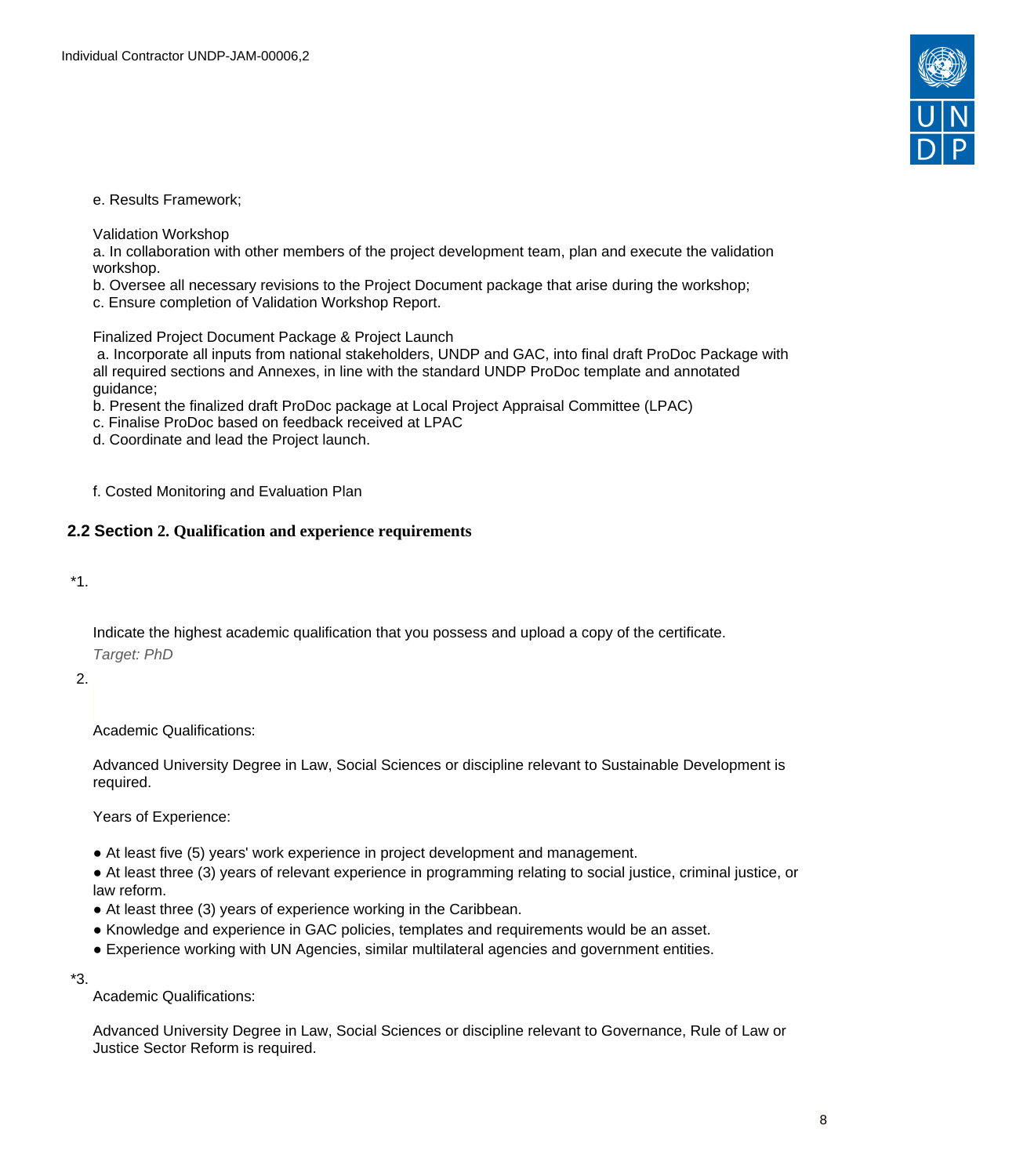e. Results Framework;

Validation Workshop

a. In collaboration with other members of the project development team, plan and execute the validation workshop.

b. Oversee all necessary revisions to the Project Document package that arise during the workshop;

c. Ensure completion of Validation Workshop Report.

Finalized Project Document Package & Project Launch

a. Incorporate all inputs from national stakeholders, UNDP and GAC, into final draft ProDoc Package with all required sections and Annexes, in line with the standard UNDP ProDoc template and annotated guidance;

b. Present the finalized draft ProDoc package at Local Project Appraisal Committee (LPAC)

c. Finalise ProDoc based on feedback received at LPAC

d. Coordinate and lead the Project launch.

f. Costed Monitoring and Evaluation Plan

## 2.2 Section 2. Qualification and experience requirements

*1.

Indicate the highest academic qualification that you possess and upload a copy of the certificate.

*Target: PhD*

2.

Academic Qualifications:

Advanced University Degree in Law, Social Sciences or discipline relevant to Sustainable Development is required.

Years of Experience:

- At least five (5) years' work experience in project development and management.
- At least three (3) years of relevant experience in programming relating to social justice, criminal justice, or law reform.
- At least three (3) years of experience working in the Caribbean.
- Knowledge and experience in GAC policies, templates and requirements would be an asset.
- Experience working with UN Agencies, similar multilateral agencies and government entities.

*3.

Academic Qualifications:

Advanced University Degree in Law, Social Sciences or discipline relevant to Governance, Rule of Law or Justice Sector Reform is required.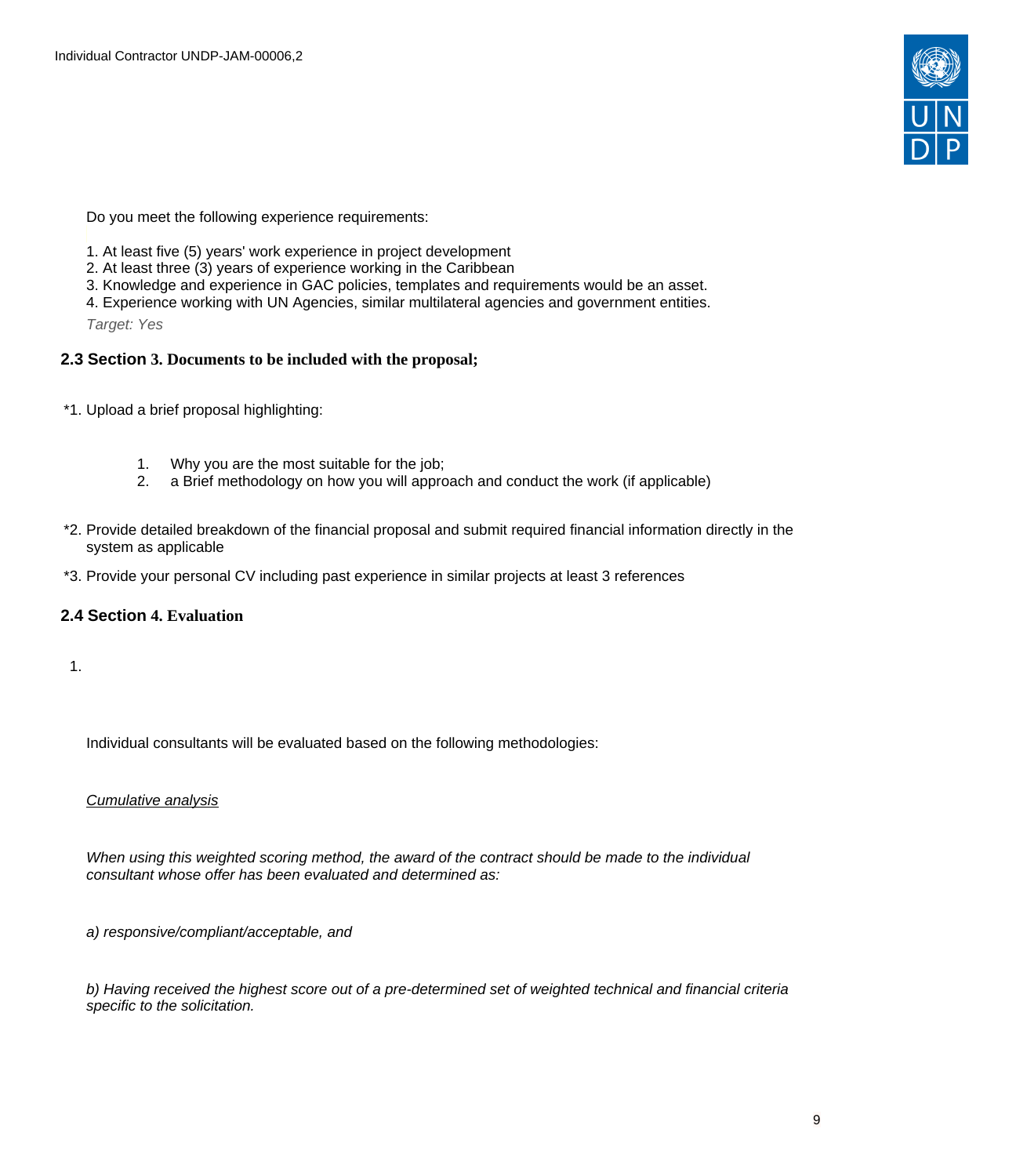Do you meet the following experience requirements:

1. At least five (5) years' work experience in project development
2. At least three (3) years of experience working in the Caribbean
3. Knowledge and experience in GAC policies, templates and requirements would be an asset.
4. Experience working with UN Agencies, similar multilateral agencies and government entities.

*Target: Yes*

## 2.3 Section 3. Documents to be included with the proposal;

*1. Upload a brief proposal highlighting:

1. Why you are the most suitable for the job;
2. a Brief methodology on how you will approach and conduct the work (if applicable)

*2. Provide detailed breakdown of the financial proposal and submit required financial information directly in the system as applicable

*3. Provide your personal CV including past experience in similar projects at least 3 references

## 2.4 Section 4. Evaluation

1.

Individual consultants will be evaluated based on the following methodologies:

*Cumulative analysis*

*When using this weighted scoring method, the award of the contract should be made to the individual consultant whose offer has been evaluated and determined as:*

*a) responsive/compliant/acceptable, and*

*b) Having received the highest score out of a pre-determined set of weighted technical and financial criteria specific to the solicitation.*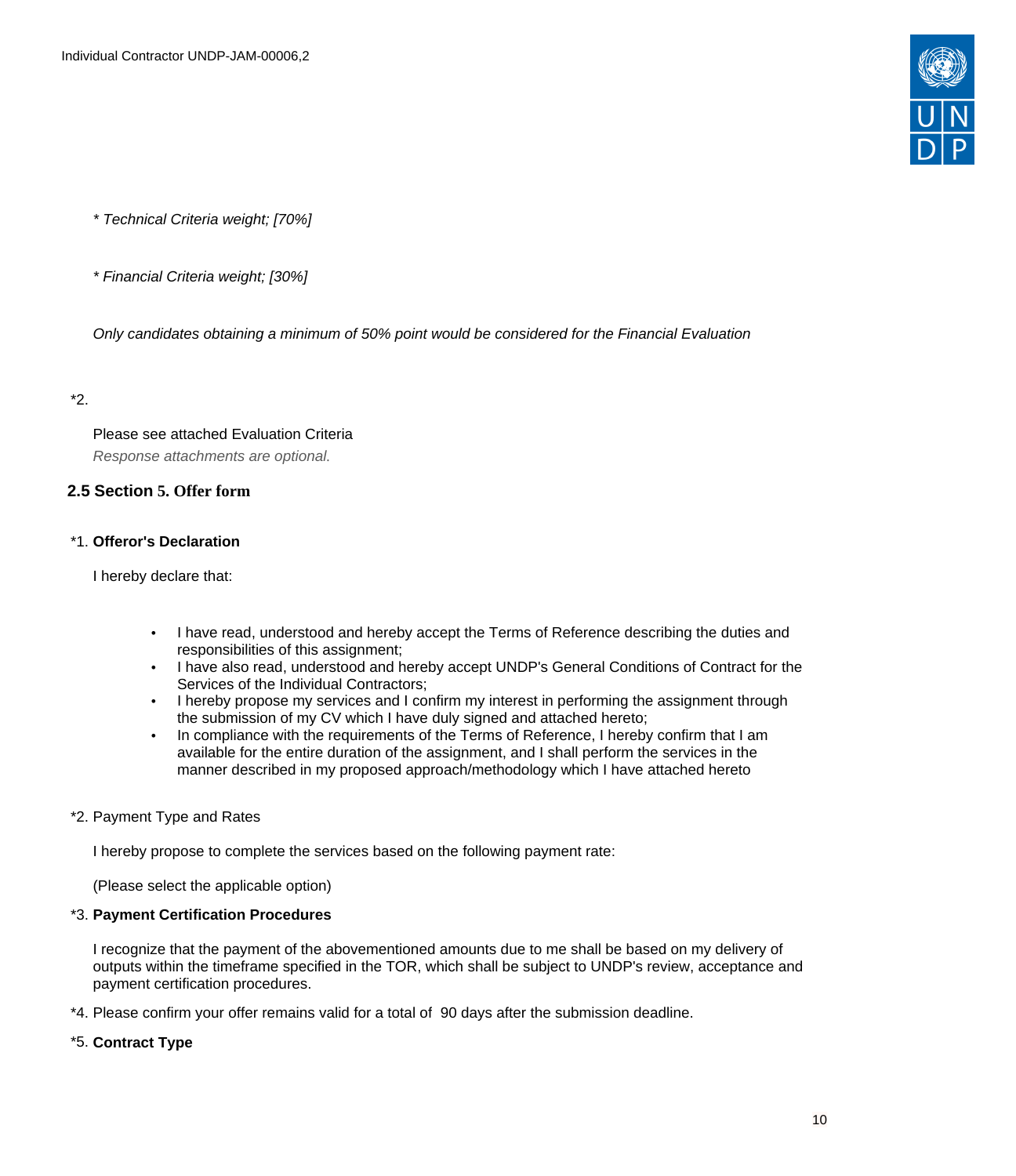*Technical Criteria weight; [70%]*

*Financial Criteria weight; [30%]*

*Only candidates obtaining a minimum of 50% point would be considered for the Financial Evaluation*

*2.

Please see attached Evaluation Criteria

*Response attachments are optional.*

## 2.5 Section 5. Offer form

*1. **Offeror's Declaration**

I hereby declare that:

- I have read, understood and hereby accept the Terms of Reference describing the duties and responsibilities of this assignment;
- I have also read, understood and hereby accept UNDP's General Conditions of Contract for the Services of the Individual Contractors;
- I hereby propose my services and I confirm my interest in performing the assignment through the submission of my CV which I have duly signed and attached hereto;
- In compliance with the requirements of the Terms of Reference, I hereby confirm that I am available for the entire duration of the assignment, and I shall perform the services in the manner described in my proposed approach/methodology which I have attached hereto

*2. Payment Type and Rates

I hereby propose to complete the services based on the following payment rate:

(Please select the applicable option)

*3. **Payment Certification Procedures**

I recognize that the payment of the abovementioned amounts due to me shall be based on my delivery of outputs within the timeframe specified in the TOR, which shall be subject to UNDP's review, acceptance and payment certification procedures.

*4. Please confirm your offer remains valid for a total of 90 days after the submission deadline.

*5. **Contract Type**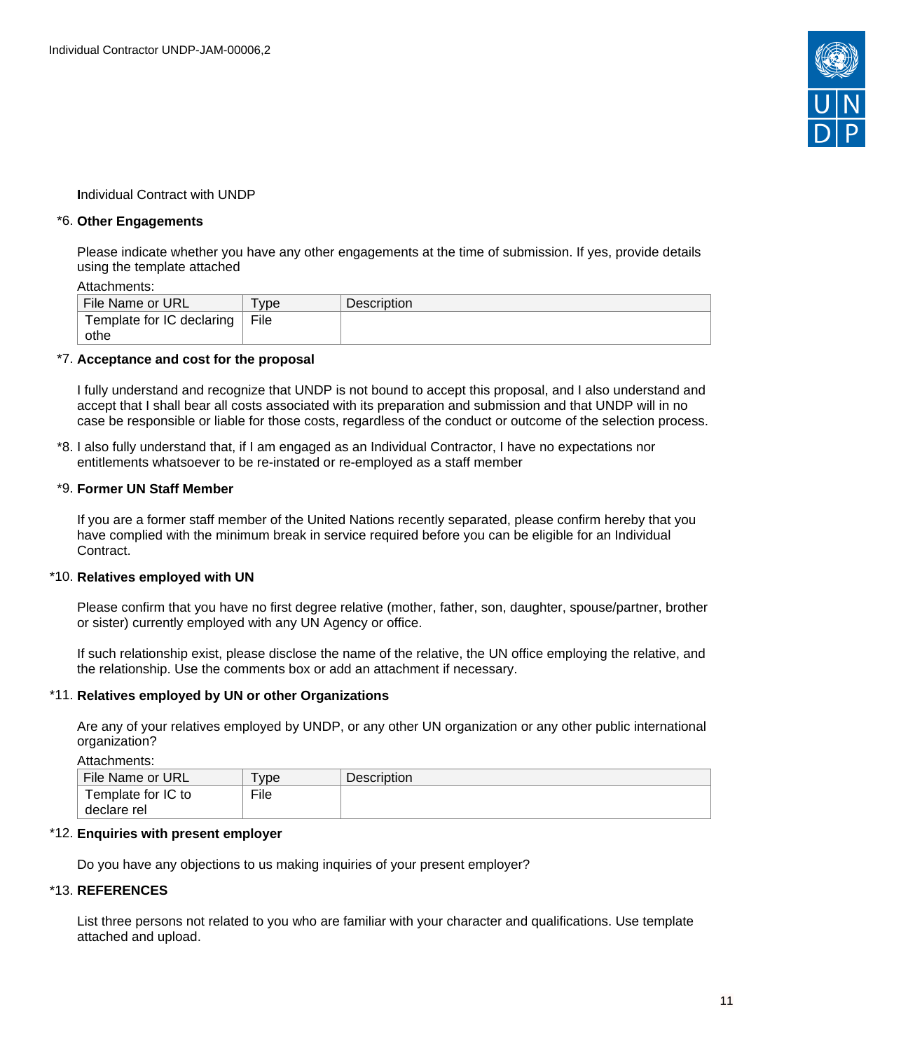Individual Contract with UNDP

*6. **Other Engagements**

Please indicate whether you have any other engagements at the time of submission. If yes, provide details using the template attached

Attachments:

| File Name or URL | Type | Description |
|---|---|---|
| Template for IC declaring othe | File | |

*7. **Acceptance and cost for the proposal**

I fully understand and recognize that UNDP is not bound to accept this proposal, and I also understand and accept that I shall bear all costs associated with its preparation and submission and that UNDP will in no case be responsible or liable for those costs, regardless of the conduct or outcome of the selection process.

*8. I also fully understand that, if I am engaged as an Individual Contractor, I have no expectations nor entitlements whatsoever to be re-instated or re-employed as a staff member

*9. **Former UN Staff Member**

If you are a former staff member of the United Nations recently separated, please confirm hereby that you have complied with the minimum break in service required before you can be eligible for an Individual Contract.

*10. **Relatives employed with UN**

Please confirm that you have no first degree relative (mother, father, son, daughter, spouse/partner, brother or sister) currently employed with any UN Agency or office.

If such relationship exist, please disclose the name of the relative, the UN office employing the relative, and the relationship. Use the comments box or add an attachment if necessary.

*11. **Relatives employed by UN or other Organizations**

Are any of your relatives employed by UNDP, or any other UN organization or any other public international organization?

Attachments:

| File Name or URL | Type | Description |
|---|---|---|
| Template for IC to declare rel | File | |

*12. **Enquiries with present employer**

Do you have any objections to us making inquiries of your present employer?

*13. **REFERENCES**

List three persons not related to you who are familiar with your character and qualifications. Use template attached and upload.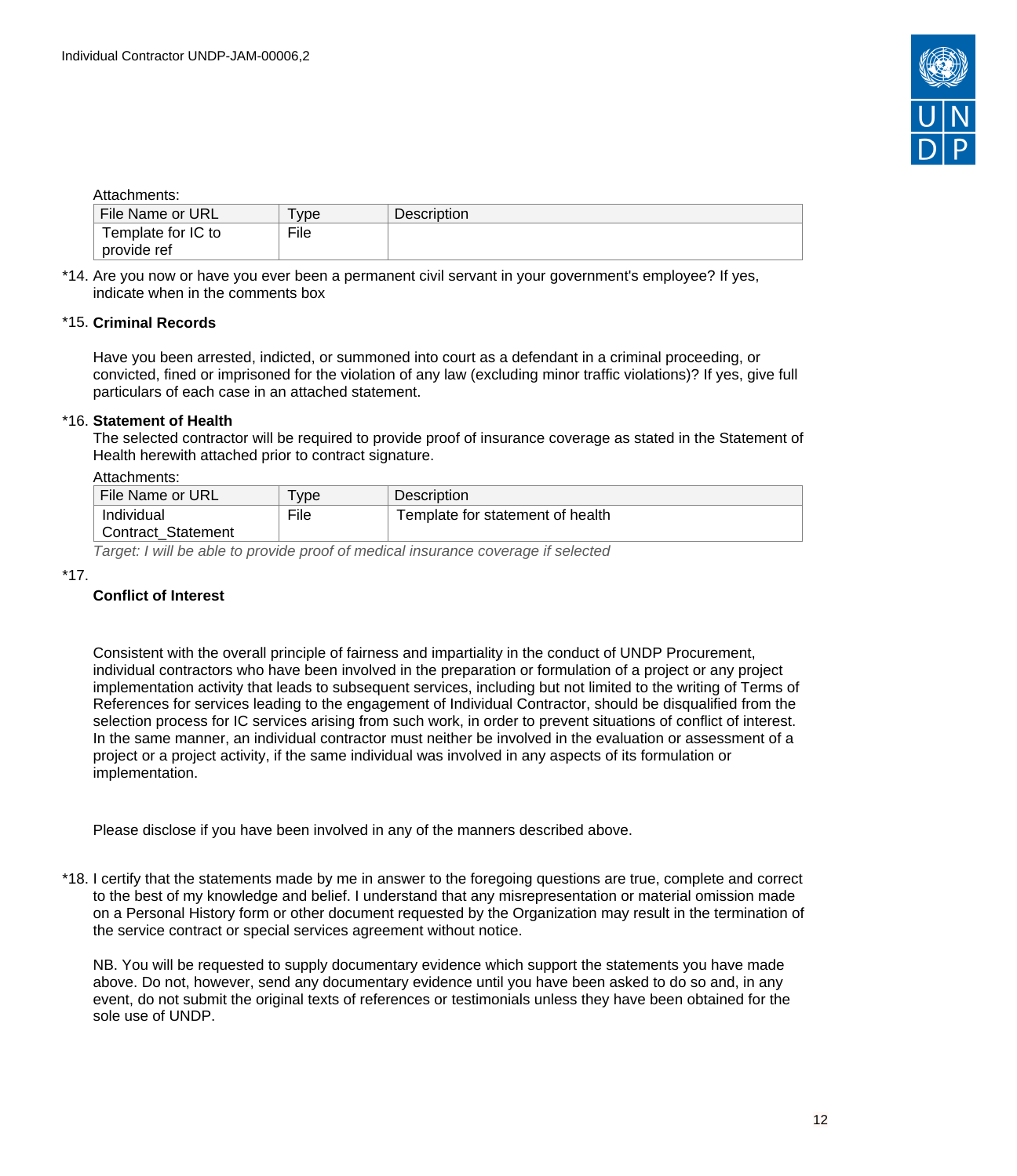Attachments:

| File Name or URL | Type | Description |
| --- | --- | --- |
| Template for IC to provide ref | File | |

*14. Are you now or have you ever been a permanent civil servant in your government's employee? If yes, indicate when in the comments box

*15. **Criminal Records**

Have you been arrested, indicted, or summoned into court as a defendant in a criminal proceeding, or convicted, fined or imprisoned for the violation of any law (excluding minor traffic violations)? If yes, give full particulars of each case in an attached statement.

*16. **Statement of Health**
The selected contractor will be required to provide proof of insurance coverage as stated in the Statement of Health herewith attached prior to contract signature.

Attachments:

| File Name or URL | Type | Description |
| --- | --- | --- |
| Individual Contract_Statement | File | Template for statement of health |

*Target: I will be able to provide proof of medical insurance coverage if selected*

*17.

**Conflict of Interest**

Consistent with the overall principle of fairness and impartiality in the conduct of UNDP Procurement, individual contractors who have been involved in the preparation or formulation of a project or any project implementation activity that leads to subsequent services, including but not limited to the writing of Terms of References for services leading to the engagement of Individual Contractor, should be disqualified from the selection process for IC services arising from such work, in order to prevent situations of conflict of interest. In the same manner, an individual contractor must neither be involved in the evaluation or assessment of a project or a project activity, if the same individual was involved in any aspects of its formulation or implementation.

Please disclose if you have been involved in any of the manners described above.

*18. I certify that the statements made by me in answer to the foregoing questions are true, complete and correct to the best of my knowledge and belief. I understand that any misrepresentation or material omission made on a Personal History form or other document requested by the Organization may result in the termination of the service contract or special services agreement without notice.

NB. You will be requested to supply documentary evidence which support the statements you have made above. Do not, however, send any documentary evidence until you have been asked to do so and, in any event, do not submit the original texts of references or testimonials unless they have been obtained for the sole use of UNDP.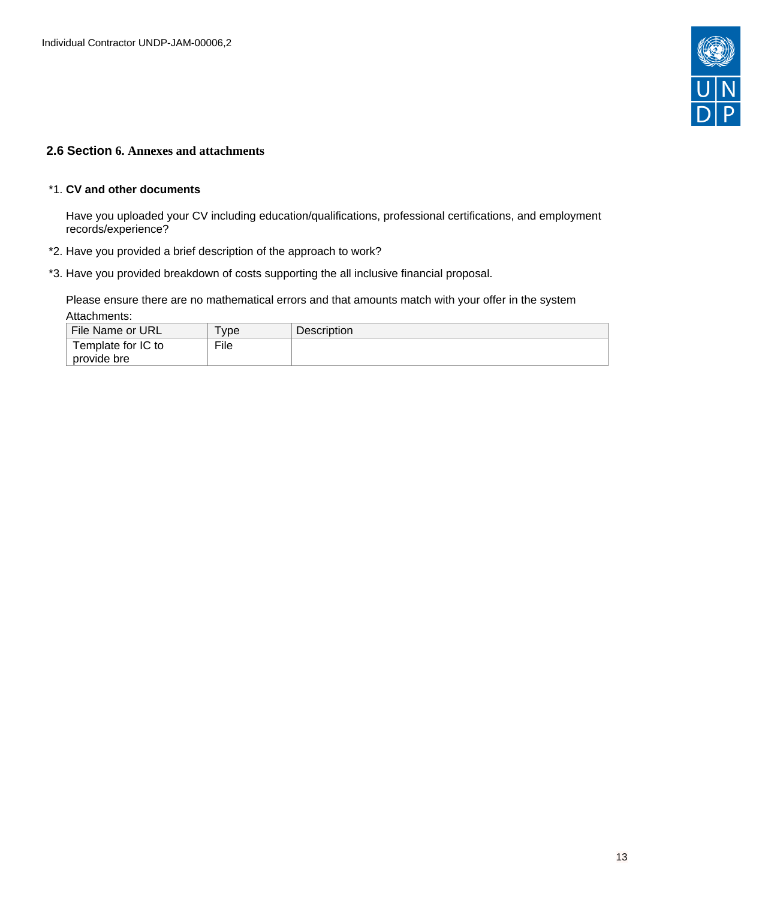## 2.6 Section 6. Annexes and attachments

*1. **CV and other documents**

Have you uploaded your CV including education/qualifications, professional certifications, and employment records/experience?

*2. Have you provided a brief description of the approach to work?

*3. Have you provided breakdown of costs supporting the all inclusive financial proposal.

Please ensure there are no mathematical errors and that amounts match with your offer in the system

Attachments:

| File Name or URL | Type | Description |
|---|---|---|
| Template for IC to provide bre | File | |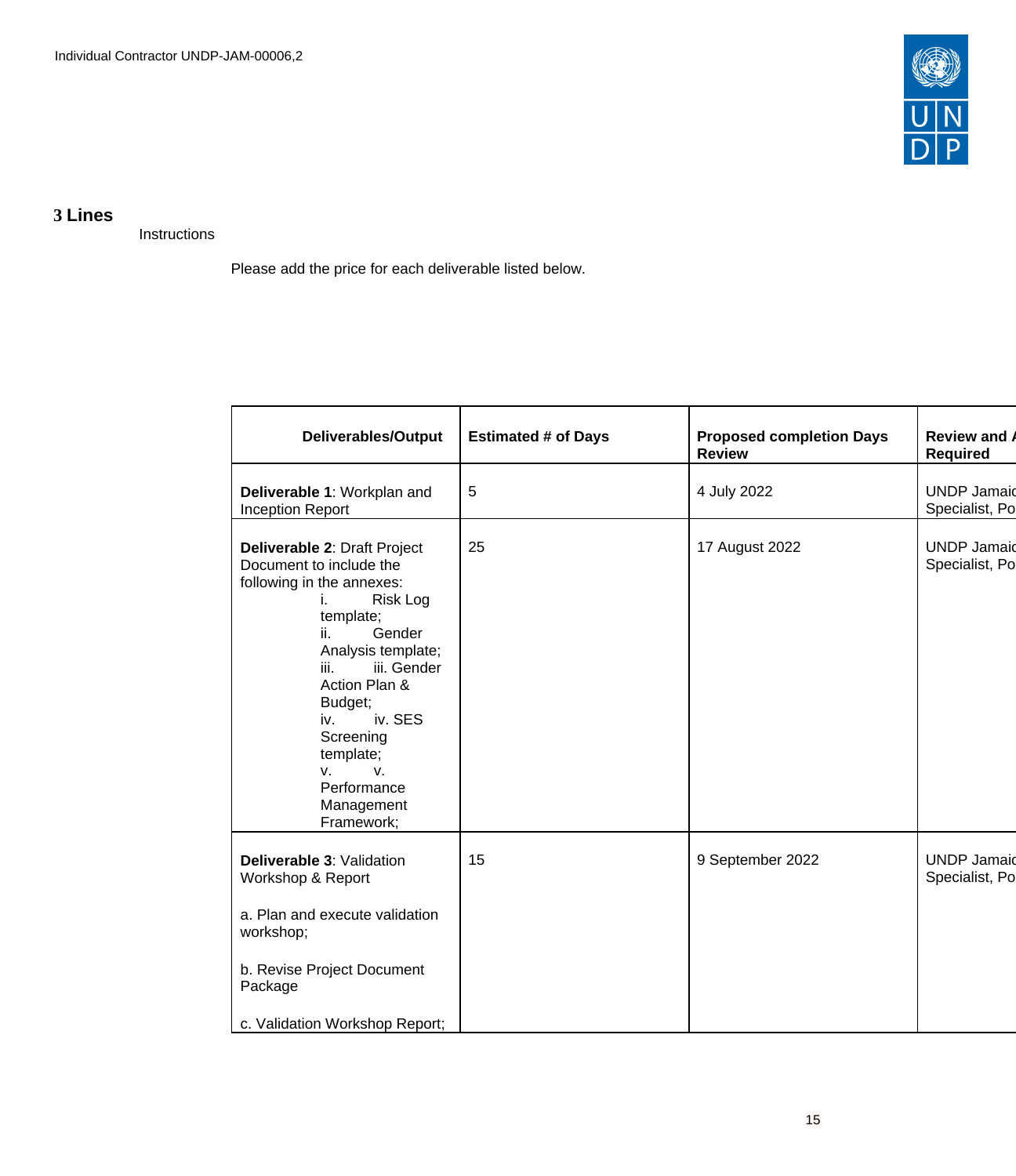### 3 Lines

Instructions

Please add the price for each deliverable listed below.

| Deliverables/Output | Estimated # of Days | Proposed completion Days Review | Review and A Required |
|---|---|---|---|
| **Deliverable 1**: Workplan and Inception Report | 5 | 4 July 2022 | UNDP Jamaic Specialist, Po |
| **Deliverable 2**: Draft Project Document to include the following in the annexes: i. Risk Log template; ii. Gender Analysis template; iii. iii. Gender Action Plan & Budget; iv. iv. SES Screening template; v. v. Performance Management Framework; | 25 | 17 August 2022 | UNDP Jamaic Specialist, Po |
| **Deliverable 3**: Validation Workshop & Report<br><br>a. Plan and execute validation workshop;<br><br>b. Revise Project Document Package<br><br>c. Validation Workshop Report; | 15 | 9 September 2022 | UNDP Jamaic Specialist, Po |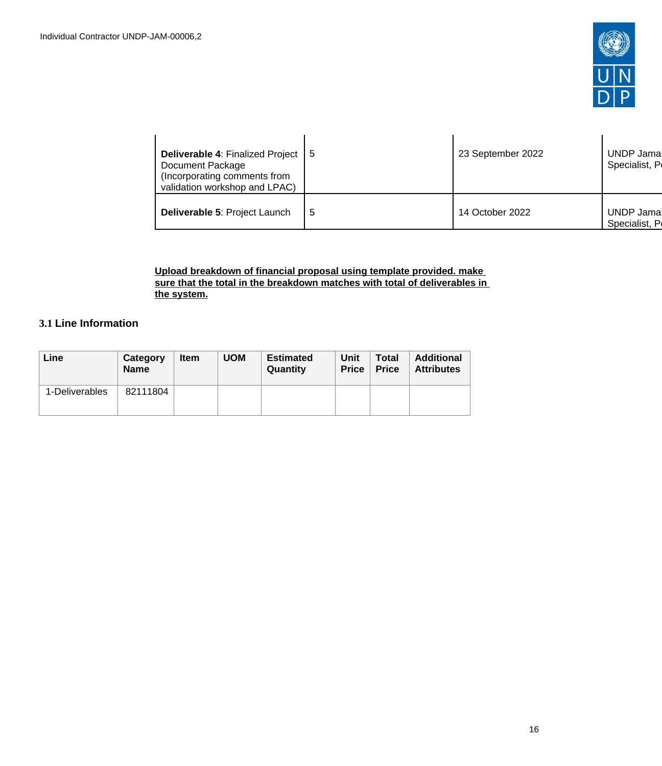| | | | |
|---|---|---|---|
| **Deliverable 4**: Finalized Project Document Package (Incorporating comments from validation workshop and LPAC) | 5 | 23 September 2022 | UNDP Jamai Specialist, P |
| **Deliverable 5**: Project Launch | 5 | 14 October 2022 | UNDP Jamai Specialist, P |

**Upload breakdown of financial proposal using template provided. make sure that the total in the breakdown matches with total of deliverables in the system.**

### 3.1 Line Information

| Line | Category Name | Item | UOM | Estimated Quantity | Unit Price | Total Price | Additional Attributes |
|---|---|---|---|---|---|---|---|
| 1-Deliverables | 82111804 | | | | | | |